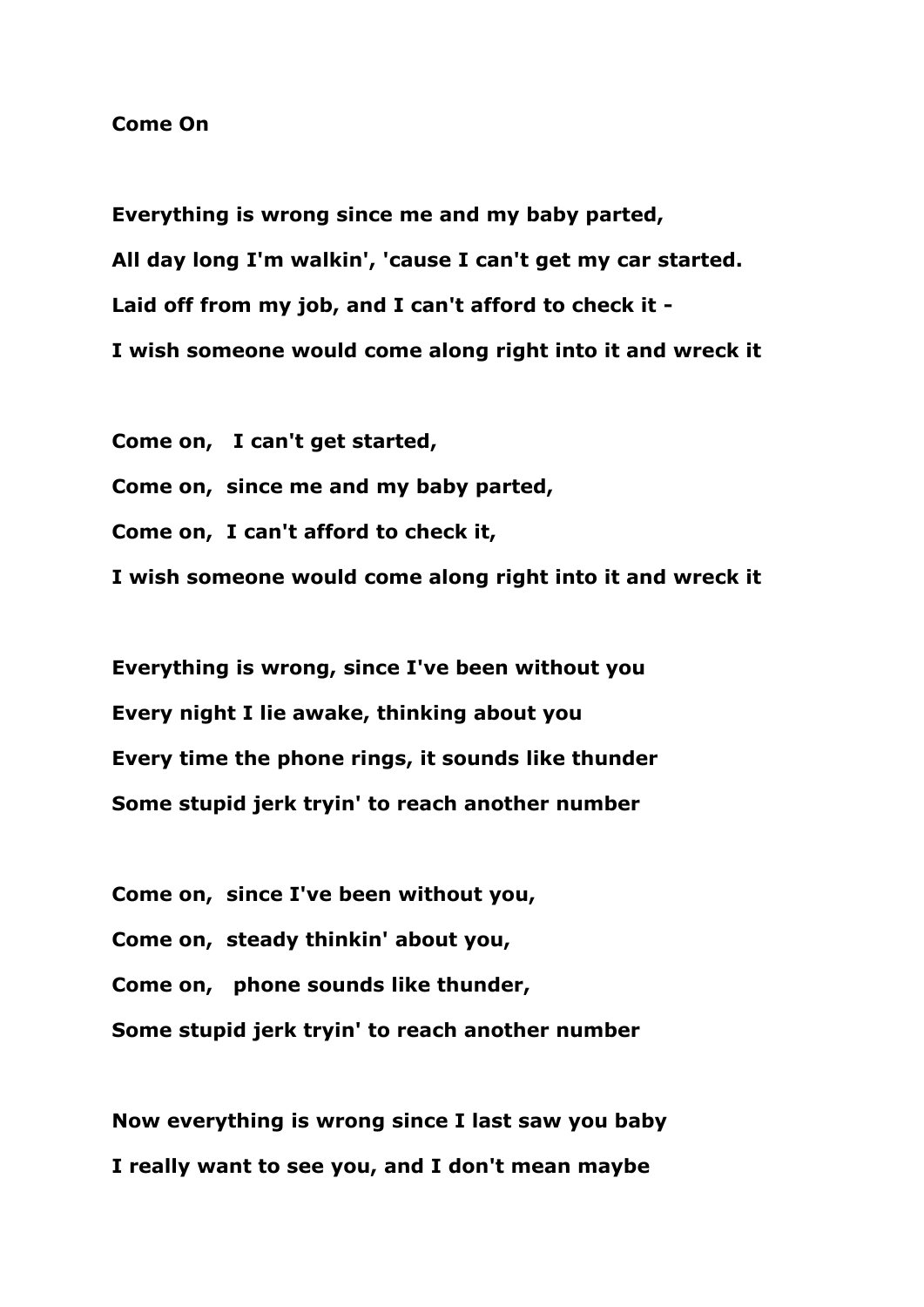**Come On**

**Everything is wrong since me and my baby parted,**
**All day long I'm walkin', 'cause I can't get my car started.**
**Laid off from my job, and I can't afford to check it -**
**I wish someone would come along right into it and wreck it**

**Come on, I can't get started,**
**Come on, since me and my baby parted,**
**Come on, I can't afford to check it,**
**I wish someone would come along right into it and wreck it**

**Everything is wrong, since I've been without you**
**Every night I lie awake, thinking about you**
**Every time the phone rings, it sounds like thunder**
**Some stupid jerk tryin' to reach another number**

**Come on, since I've been without you,**
**Come on, steady thinkin' about you,**
**Come on, phone sounds like thunder,**
**Some stupid jerk tryin' to reach another number**

**Now everything is wrong since I last saw you baby**
**I really want to see you, and I don't mean maybe**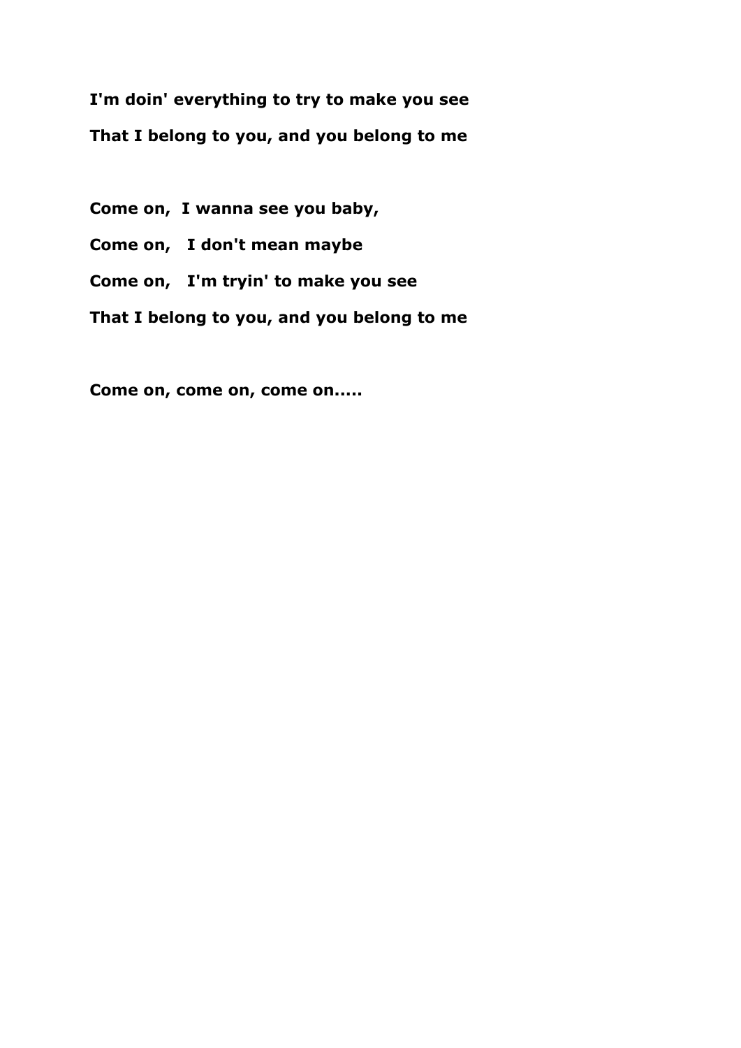**I'm doin' everything to try to make you see**

**That I belong to you, and you belong to me**

**Come on,  I wanna see you baby,**

**Come on,   I don't mean maybe**

**Come on,   I'm tryin' to make you see**

**That I belong to you, and you belong to me**

**Come on, come on, come on.....**